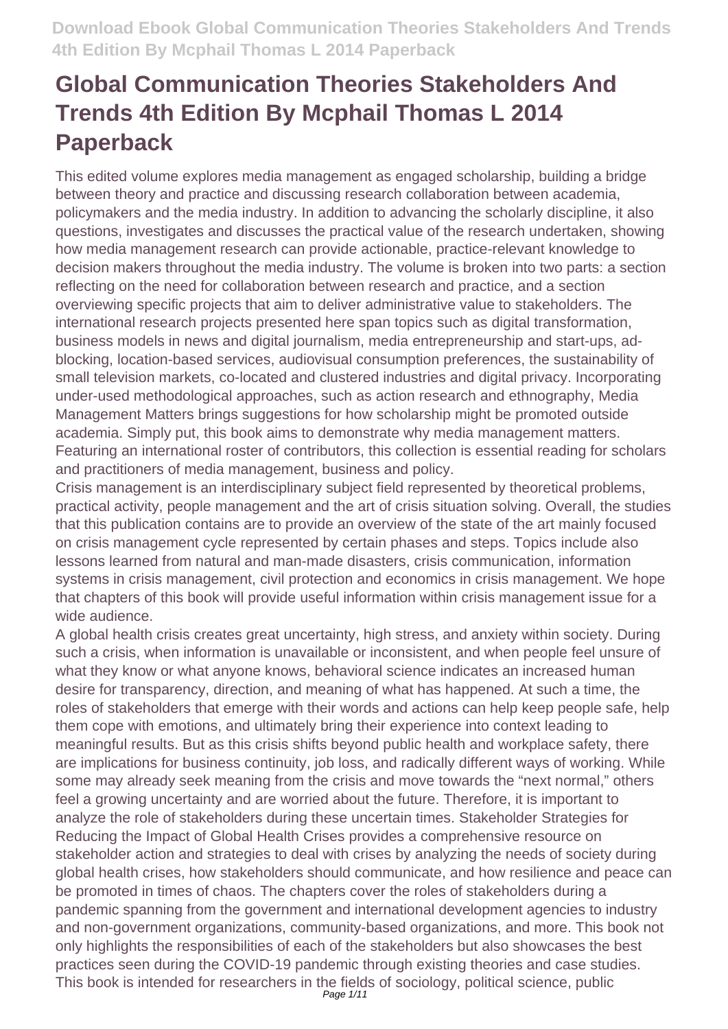# Global Communication Theories Stakeholders And Trends 4th Edition By Mcphail Thomas L 2014 Paperback

This edited volume explores media management as engaged scholarship, building a bridge between theory and practice and discussing research collaboration between academia, policymakers and the media industry. In addition to advancing the scholarly discipline, it also questions, investigates and discusses the practical value of the research undertaken, showing how media management research can provide actionable, practice-relevant knowledge to decision makers throughout the media industry. The volume is broken into two parts: a section reflecting on the need for collaboration between research and practice, and a section overviewing specific projects that aim to deliver administrative value to stakeholders. The international research projects presented here span topics such as digital transformation, business models in news and digital journalism, media entrepreneurship and start-ups, ad-blocking, location-based services, audiovisual consumption preferences, the sustainability of small television markets, co-located and clustered industries and digital privacy. Incorporating under-used methodological approaches, such as action research and ethnography, Media Management Matters brings suggestions for how scholarship might be promoted outside academia. Simply put, this book aims to demonstrate why media management matters. Featuring an international roster of contributors, this collection is essential reading for scholars and practitioners of media management, business and policy.

Crisis management is an interdisciplinary subject field represented by theoretical problems, practical activity, people management and the art of crisis situation solving. Overall, the studies that this publication contains are to provide an overview of the state of the art mainly focused on crisis management cycle represented by certain phases and steps. Topics include also lessons learned from natural and man-made disasters, crisis communication, information systems in crisis management, civil protection and economics in crisis management. We hope that chapters of this book will provide useful information within crisis management issue for a wide audience.

A global health crisis creates great uncertainty, high stress, and anxiety within society. During such a crisis, when information is unavailable or inconsistent, and when people feel unsure of what they know or what anyone knows, behavioral science indicates an increased human desire for transparency, direction, and meaning of what has happened. At such a time, the roles of stakeholders that emerge with their words and actions can help keep people safe, help them cope with emotions, and ultimately bring their experience into context leading to meaningful results. But as this crisis shifts beyond public health and workplace safety, there are implications for business continuity, job loss, and radically different ways of working. While some may already seek meaning from the crisis and move towards the "next normal," others feel a growing uncertainty and are worried about the future. Therefore, it is important to analyze the role of stakeholders during these uncertain times. Stakeholder Strategies for Reducing the Impact of Global Health Crises provides a comprehensive resource on stakeholder action and strategies to deal with crises by analyzing the needs of society during global health crises, how stakeholders should communicate, and how resilience and peace can be promoted in times of chaos. The chapters cover the roles of stakeholders during a pandemic spanning from the government and international development agencies to industry and non-government organizations, community-based organizations, and more. This book not only highlights the responsibilities of each of the stakeholders but also showcases the best practices seen during the COVID-19 pandemic through existing theories and case studies. This book is intended for researchers in the fields of sociology, political science, public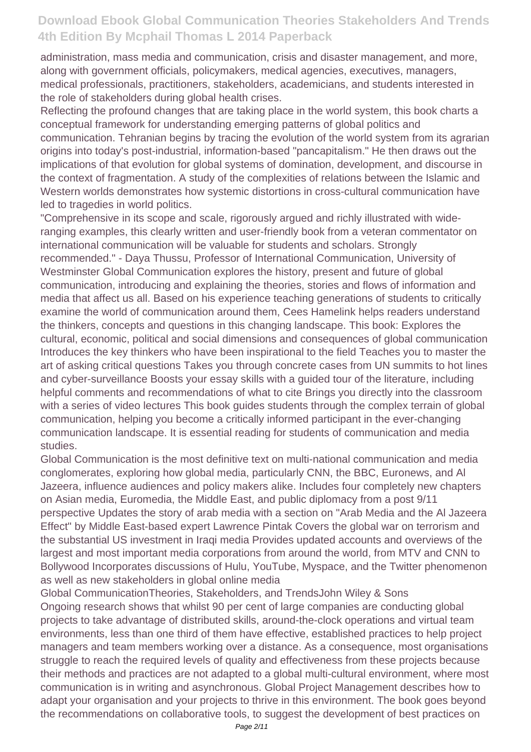administration, mass media and communication, crisis and disaster management, and more, along with government officials, policymakers, medical agencies, executives, managers, medical professionals, practitioners, stakeholders, academicians, and students interested in the role of stakeholders during global health crises.

Reflecting the profound changes that are taking place in the world system, this book charts a conceptual framework for understanding emerging patterns of global politics and communication. Tehranian begins by tracing the evolution of the world system from its agrarian origins into today's post-industrial, information-based "pancapitalism." He then draws out the implications of that evolution for global systems of domination, development, and discourse in the context of fragmentation. A study of the complexities of relations between the Islamic and Western worlds demonstrates how systemic distortions in cross-cultural communication have led to tragedies in world politics.

"Comprehensive in its scope and scale, rigorously argued and richly illustrated with wide-ranging examples, this clearly written and user-friendly book from a veteran commentator on international communication will be valuable for students and scholars. Strongly recommended." - Daya Thussu, Professor of International Communication, University of Westminster Global Communication explores the history, present and future of global communication, introducing and explaining the theories, stories and flows of information and media that affect us all. Based on his experience teaching generations of students to critically examine the world of communication around them, Cees Hamelink helps readers understand the thinkers, concepts and questions in this changing landscape. This book: Explores the cultural, economic, political and social dimensions and consequences of global communication Introduces the key thinkers who have been inspirational to the field Teaches you to master the art of asking critical questions Takes you through concrete cases from UN summits to hot lines and cyber-surveillance Boosts your essay skills with a guided tour of the literature, including helpful comments and recommendations of what to cite Brings you directly into the classroom with a series of video lectures This book guides students through the complex terrain of global communication, helping you become a critically informed participant in the ever-changing communication landscape. It is essential reading for students of communication and media studies.

Global Communication is the most definitive text on multi-national communication and media conglomerates, exploring how global media, particularly CNN, the BBC, Euronews, and Al Jazeera, influence audiences and policy makers alike. Includes four completely new chapters on Asian media, Euromedia, the Middle East, and public diplomacy from a post 9/11 perspective Updates the story of arab media with a section on "Arab Media and the Al Jazeera Effect" by Middle East-based expert Lawrence Pintak Covers the global war on terrorism and the substantial US investment in Iraqi media Provides updated accounts and overviews of the largest and most important media corporations from around the world, from MTV and CNN to Bollywood Incorporates discussions of Hulu, YouTube, Myspace, and the Twitter phenomenon as well as new stakeholders in global online media

Global CommunicationTheories, Stakeholders, and TrendsJohn Wiley & Sons

Ongoing research shows that whilst 90 per cent of large companies are conducting global projects to take advantage of distributed skills, around-the-clock operations and virtual team environments, less than one third of them have effective, established practices to help project managers and team members working over a distance. As a consequence, most organisations struggle to reach the required levels of quality and effectiveness from these projects because their methods and practices are not adapted to a global multi-cultural environment, where most communication is in writing and asynchronous. Global Project Management describes how to adapt your organisation and your projects to thrive in this environment. The book goes beyond the recommendations on collaborative tools, to suggest the development of best practices on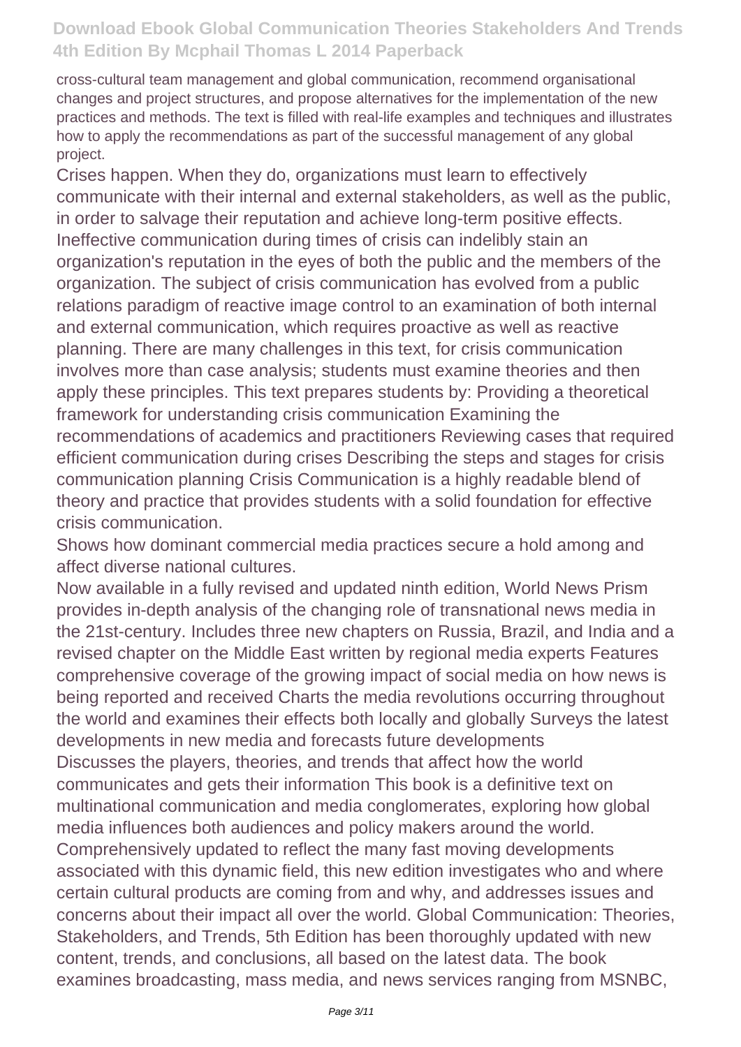cross-cultural team management and global communication, recommend organisational changes and project structures, and propose alternatives for the implementation of the new practices and methods. The text is filled with real-life examples and techniques and illustrates how to apply the recommendations as part of the successful management of any global project.

Crises happen. When they do, organizations must learn to effectively communicate with their internal and external stakeholders, as well as the public, in order to salvage their reputation and achieve long-term positive effects. Ineffective communication during times of crisis can indelibly stain an organization's reputation in the eyes of both the public and the members of the organization. The subject of crisis communication has evolved from a public relations paradigm of reactive image control to an examination of both internal and external communication, which requires proactive as well as reactive planning. There are many challenges in this text, for crisis communication involves more than case analysis; students must examine theories and then apply these principles. This text prepares students by: Providing a theoretical framework for understanding crisis communication Examining the recommendations of academics and practitioners Reviewing cases that required efficient communication during crises Describing the steps and stages for crisis communication planning Crisis Communication is a highly readable blend of theory and practice that provides students with a solid foundation for effective crisis communication.

Shows how dominant commercial media practices secure a hold among and affect diverse national cultures.

Now available in a fully revised and updated ninth edition, World News Prism provides in-depth analysis of the changing role of transnational news media in the 21st-century. Includes three new chapters on Russia, Brazil, and India and a revised chapter on the Middle East written by regional media experts Features comprehensive coverage of the growing impact of social media on how news is being reported and received Charts the media revolutions occurring throughout the world and examines their effects both locally and globally Surveys the latest developments in new media and forecasts future developments

Discusses the players, theories, and trends that affect how the world communicates and gets their information This book is a definitive text on multinational communication and media conglomerates, exploring how global media influences both audiences and policy makers around the world. Comprehensively updated to reflect the many fast moving developments associated with this dynamic field, this new edition investigates who and where certain cultural products are coming from and why, and addresses issues and concerns about their impact all over the world. Global Communication: Theories, Stakeholders, and Trends, 5th Edition has been thoroughly updated with new content, trends, and conclusions, all based on the latest data. The book examines broadcasting, mass media, and news services ranging from MSNBC,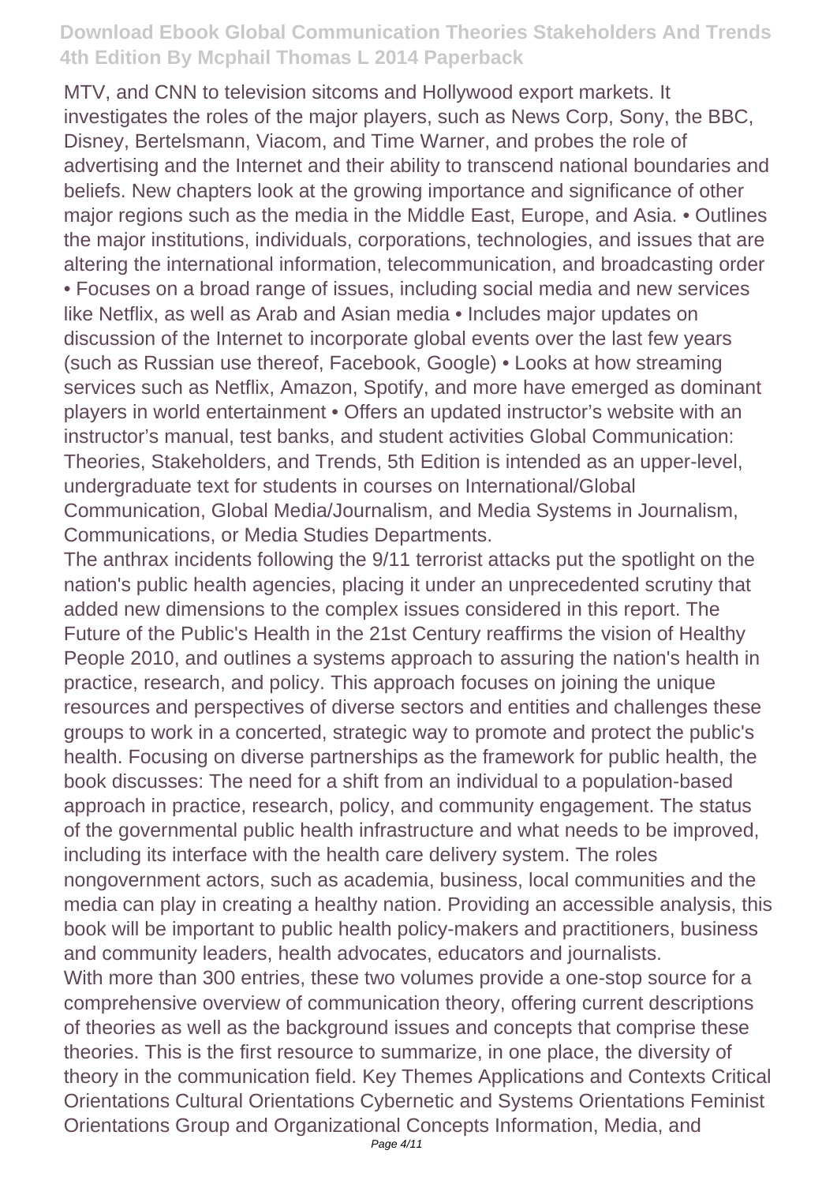MTV, and CNN to television sitcoms and Hollywood export markets. It investigates the roles of the major players, such as News Corp, Sony, the BBC, Disney, Bertelsmann, Viacom, and Time Warner, and probes the role of advertising and the Internet and their ability to transcend national boundaries and beliefs. New chapters look at the growing importance and significance of other major regions such as the media in the Middle East, Europe, and Asia. • Outlines the major institutions, individuals, corporations, technologies, and issues that are altering the international information, telecommunication, and broadcasting order • Focuses on a broad range of issues, including social media and new services like Netflix, as well as Arab and Asian media • Includes major updates on discussion of the Internet to incorporate global events over the last few years (such as Russian use thereof, Facebook, Google) • Looks at how streaming services such as Netflix, Amazon, Spotify, and more have emerged as dominant players in world entertainment • Offers an updated instructor's website with an instructor's manual, test banks, and student activities Global Communication: Theories, Stakeholders, and Trends, 5th Edition is intended as an upper-level, undergraduate text for students in courses on International/Global Communication, Global Media/Journalism, and Media Systems in Journalism, Communications, or Media Studies Departments.

The anthrax incidents following the 9/11 terrorist attacks put the spotlight on the nation's public health agencies, placing it under an unprecedented scrutiny that added new dimensions to the complex issues considered in this report. The Future of the Public's Health in the 21st Century reaffirms the vision of Healthy People 2010, and outlines a systems approach to assuring the nation's health in practice, research, and policy. This approach focuses on joining the unique resources and perspectives of diverse sectors and entities and challenges these groups to work in a concerted, strategic way to promote and protect the public's health. Focusing on diverse partnerships as the framework for public health, the book discusses: The need for a shift from an individual to a population-based approach in practice, research, policy, and community engagement. The status of the governmental public health infrastructure and what needs to be improved, including its interface with the health care delivery system. The roles nongovernment actors, such as academia, business, local communities and the media can play in creating a healthy nation. Providing an accessible analysis, this book will be important to public health policy-makers and practitioners, business and community leaders, health advocates, educators and journalists.

With more than 300 entries, these two volumes provide a one-stop source for a comprehensive overview of communication theory, offering current descriptions of theories as well as the background issues and concepts that comprise these theories. This is the first resource to summarize, in one place, the diversity of theory in the communication field. Key Themes Applications and Contexts Critical Orientations Cultural Orientations Cybernetic and Systems Orientations Feminist Orientations Group and Organizational Concepts Information, Media, and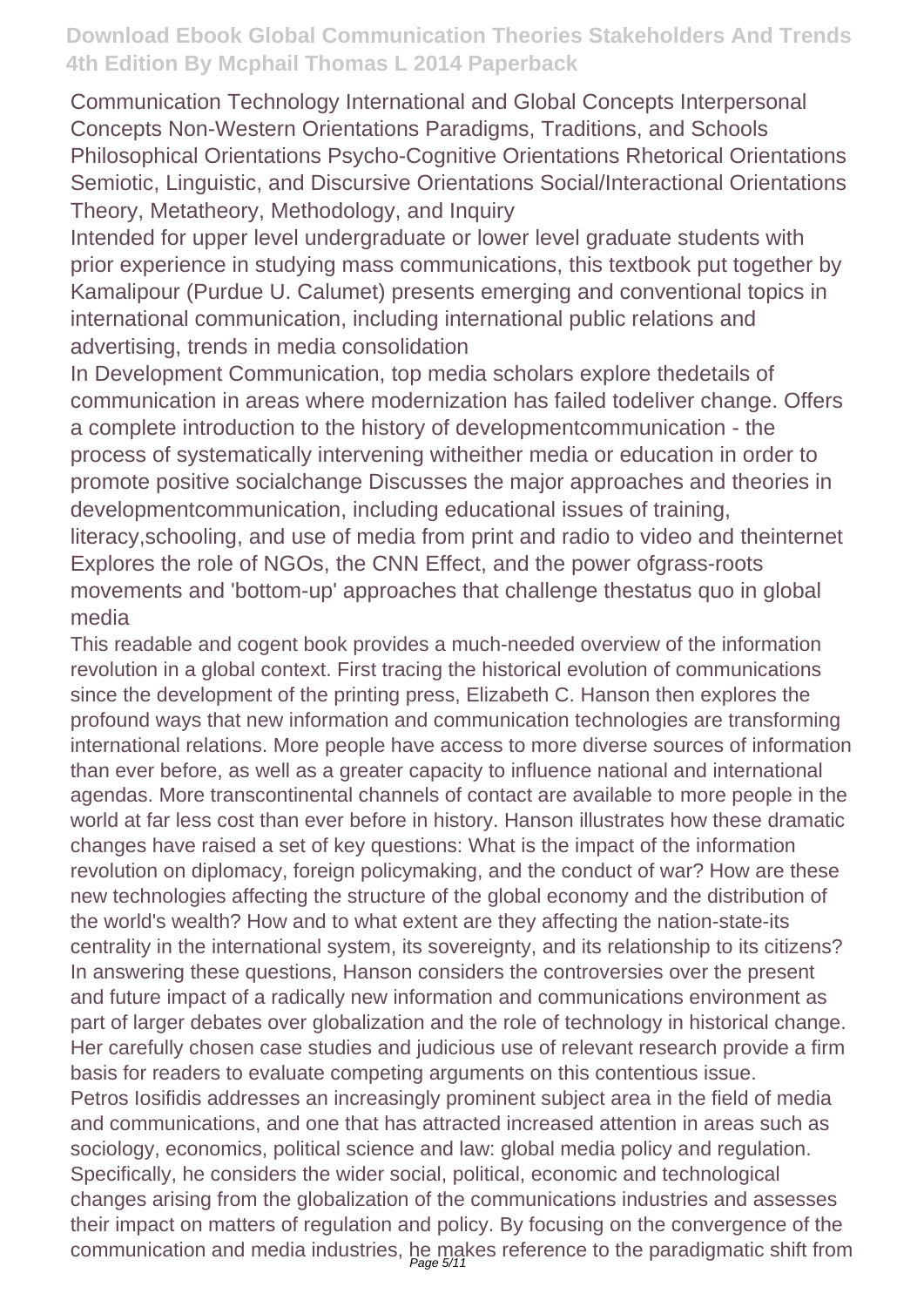Communication Technology International and Global Concepts Interpersonal Concepts Non-Western Orientations Paradigms, Traditions, and Schools Philosophical Orientations Psycho-Cognitive Orientations Rhetorical Orientations Semiotic, Linguistic, and Discursive Orientations Social/Interactional Orientations Theory, Metatheory, Methodology, and Inquiry

Intended for upper level undergraduate or lower level graduate students with prior experience in studying mass communications, this textbook put together by Kamalipour (Purdue U. Calumet) presents emerging and conventional topics in international communication, including international public relations and advertising, trends in media consolidation

In Development Communication, top media scholars explore thedetails of communication in areas where modernization has failed todeliver change. Offers a complete introduction to the history of developmentcommunication - the process of systematically intervening witheither media or education in order to promote positive socialchange Discusses the major approaches and theories in developmentcommunication, including educational issues of training, literacy,schooling, and use of media from print and radio to video and theinternet Explores the role of NGOs, the CNN Effect, and the power ofgrass-roots movements and 'bottom-up' approaches that challenge thestatus quo in global media

This readable and cogent book provides a much-needed overview of the information revolution in a global context. First tracing the historical evolution of communications since the development of the printing press, Elizabeth C. Hanson then explores the profound ways that new information and communication technologies are transforming international relations. More people have access to more diverse sources of information than ever before, as well as a greater capacity to influence national and international agendas. More transcontinental channels of contact are available to more people in the world at far less cost than ever before in history. Hanson illustrates how these dramatic changes have raised a set of key questions: What is the impact of the information revolution on diplomacy, foreign policymaking, and the conduct of war? How are these new technologies affecting the structure of the global economy and the distribution of the world's wealth? How and to what extent are they affecting the nation-state-its centrality in the international system, its sovereignty, and its relationship to its citizens? In answering these questions, Hanson considers the controversies over the present and future impact of a radically new information and communications environment as part of larger debates over globalization and the role of technology in historical change. Her carefully chosen case studies and judicious use of relevant research provide a firm basis for readers to evaluate competing arguments on this contentious issue.

Petros Iosifidis addresses an increasingly prominent subject area in the field of media and communications, and one that has attracted increased attention in areas such as sociology, economics, political science and law: global media policy and regulation. Specifically, he considers the wider social, political, economic and technological changes arising from the globalization of the communications industries and assesses their impact on matters of regulation and policy. By focusing on the convergence of the communication and media industries, he makes reference to the paradigmatic shift from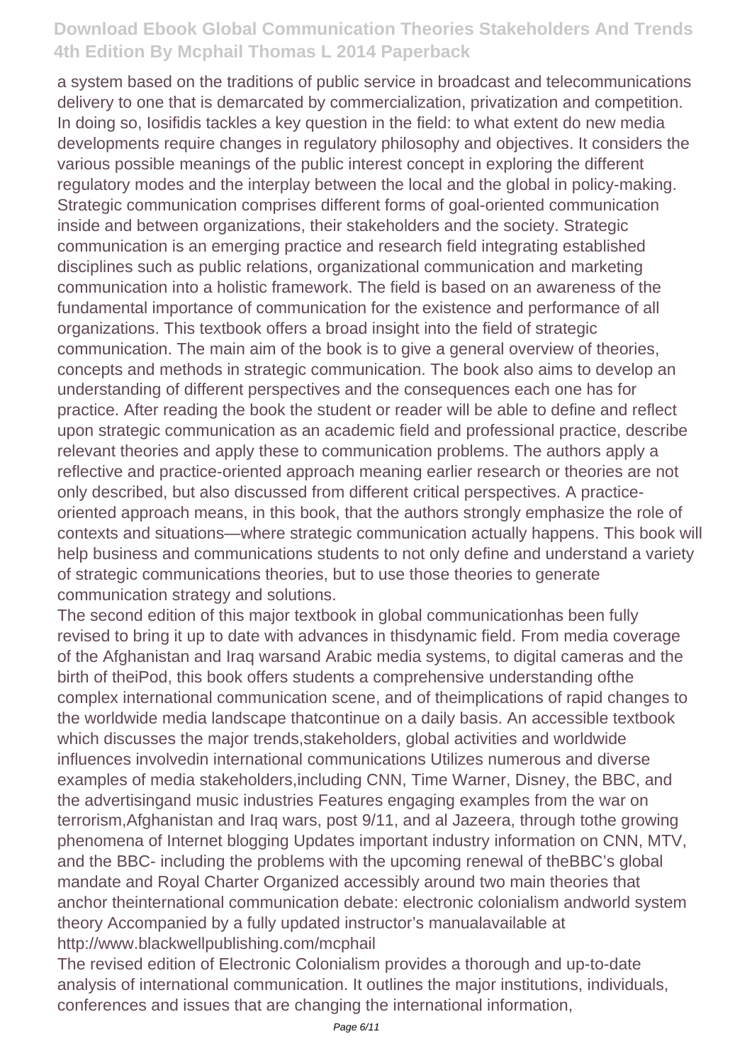a system based on the traditions of public service in broadcast and telecommunications delivery to one that is demarcated by commercialization, privatization and competition. In doing so, Iosifidis tackles a key question in the field: to what extent do new media developments require changes in regulatory philosophy and objectives. It considers the various possible meanings of the public interest concept in exploring the different regulatory modes and the interplay between the local and the global in policy-making. Strategic communication comprises different forms of goal-oriented communication inside and between organizations, their stakeholders and the society. Strategic communication is an emerging practice and research field integrating established disciplines such as public relations, organizational communication and marketing communication into a holistic framework. The field is based on an awareness of the fundamental importance of communication for the existence and performance of all organizations. This textbook offers a broad insight into the field of strategic communication. The main aim of the book is to give a general overview of theories, concepts and methods in strategic communication. The book also aims to develop an understanding of different perspectives and the consequences each one has for practice. After reading the book the student or reader will be able to define and reflect upon strategic communication as an academic field and professional practice, describe relevant theories and apply these to communication problems. The authors apply a reflective and practice-oriented approach meaning earlier research or theories are not only described, but also discussed from different critical perspectives. A practice-oriented approach means, in this book, that the authors strongly emphasize the role of contexts and situations—where strategic communication actually happens. This book will help business and communications students to not only define and understand a variety of strategic communications theories, but to use those theories to generate communication strategy and solutions.

The second edition of this major textbook in global communicationhas been fully revised to bring it up to date with advances in thisdynamic field. From media coverage of the Afghanistan and Iraq warsand Arabic media systems, to digital cameras and the birth of theiPod, this book offers students a comprehensive understanding ofthe complex international communication scene, and of theimplications of rapid changes to the worldwide media landscape thatcontinue on a daily basis. An accessible textbook which discusses the major trends,stakeholders, global activities and worldwide influences involvedin international communications Utilizes numerous and diverse examples of media stakeholders,including CNN, Time Warner, Disney, the BBC, and the advertisingand music industries Features engaging examples from the war on terrorism,Afghanistan and Iraq wars, post 9/11, and al Jazeera, through tothe growing phenomena of Internet blogging Updates important industry information on CNN, MTV, and the BBC- including the problems with the upcoming renewal of theBBC's global mandate and Royal Charter Organized accessibly around two main theories that anchor theinternational communication debate: electronic colonialism andworld system theory Accompanied by a fully updated instructor's manualavailable at http://www.blackwellpublishing.com/mcphail

The revised edition of Electronic Colonialism provides a thorough and up-to-date analysis of international communication. It outlines the major institutions, individuals, conferences and issues that are changing the international information,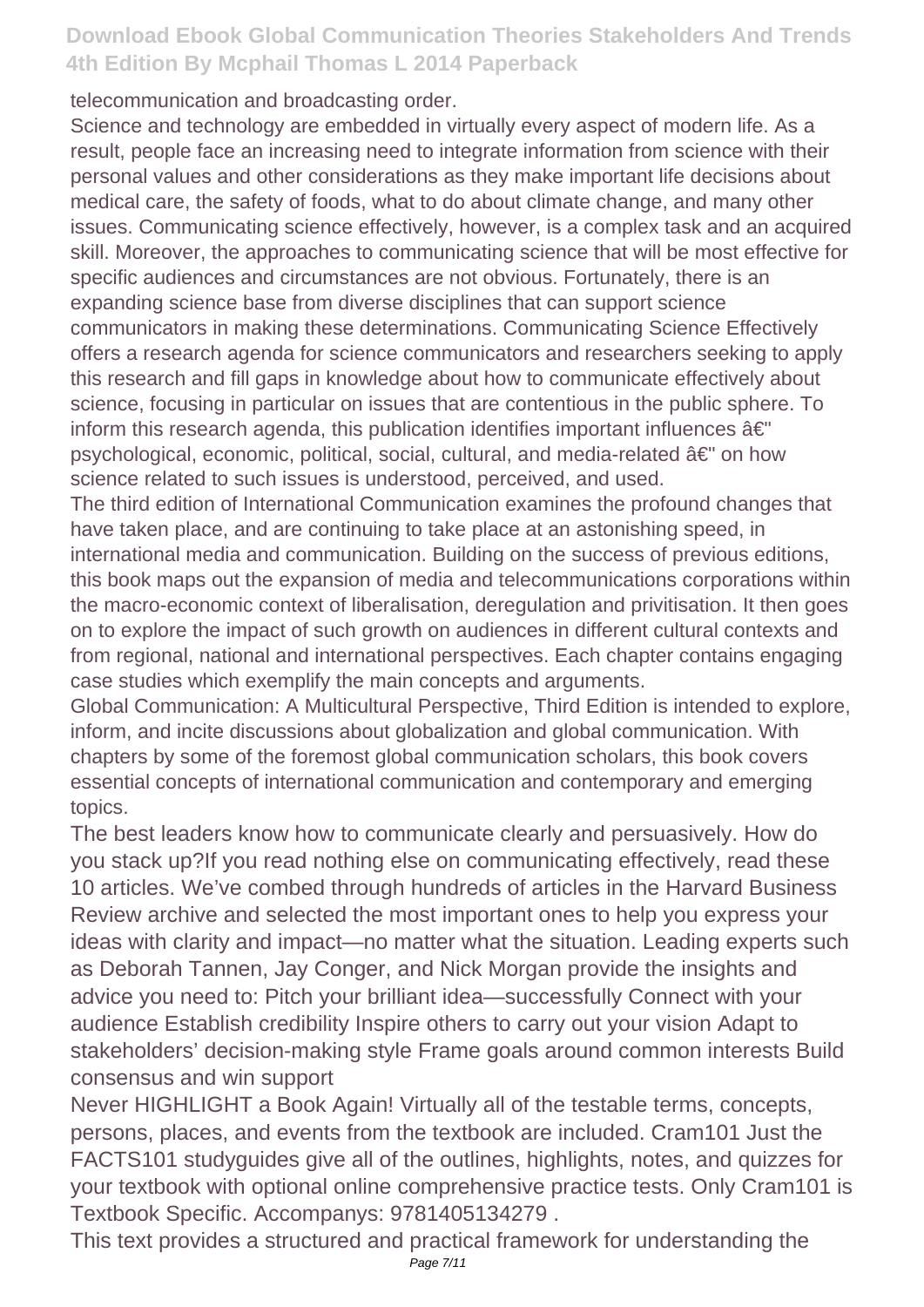telecommunication and broadcasting order.

Science and technology are embedded in virtually every aspect of modern life. As a result, people face an increasing need to integrate information from science with their personal values and other considerations as they make important life decisions about medical care, the safety of foods, what to do about climate change, and many other issues. Communicating science effectively, however, is a complex task and an acquired skill. Moreover, the approaches to communicating science that will be most effective for specific audiences and circumstances are not obvious. Fortunately, there is an expanding science base from diverse disciplines that can support science communicators in making these determinations. Communicating Science Effectively offers a research agenda for science communicators and researchers seeking to apply this research and fill gaps in knowledge about how to communicate effectively about science, focusing in particular on issues that are contentious in the public sphere. To inform this research agenda, this publication identifies important influences â€" psychological, economic, political, social, cultural, and media-related â€" on how science related to such issues is understood, perceived, and used.

The third edition of International Communication examines the profound changes that have taken place, and are continuing to take place at an astonishing speed, in international media and communication. Building on the success of previous editions, this book maps out the expansion of media and telecommunications corporations within the macro-economic context of liberalisation, deregulation and privitisation. It then goes on to explore the impact of such growth on audiences in different cultural contexts and from regional, national and international perspectives. Each chapter contains engaging case studies which exemplify the main concepts and arguments.

Global Communication: A Multicultural Perspective, Third Edition is intended to explore, inform, and incite discussions about globalization and global communication. With chapters by some of the foremost global communication scholars, this book covers essential concepts of international communication and contemporary and emerging topics.

The best leaders know how to communicate clearly and persuasively. How do you stack up?If you read nothing else on communicating effectively, read these 10 articles. We've combed through hundreds of articles in the Harvard Business Review archive and selected the most important ones to help you express your ideas with clarity and impact—no matter what the situation. Leading experts such as Deborah Tannen, Jay Conger, and Nick Morgan provide the insights and advice you need to: Pitch your brilliant idea—successfully Connect with your audience Establish credibility Inspire others to carry out your vision Adapt to stakeholders' decision-making style Frame goals around common interests Build consensus and win support

Never HIGHLIGHT a Book Again! Virtually all of the testable terms, concepts, persons, places, and events from the textbook are included. Cram101 Just the FACTS101 studyguides give all of the outlines, highlights, notes, and quizzes for your textbook with optional online comprehensive practice tests. Only Cram101 is Textbook Specific. Accompanys: 9781405134279 .

This text provides a structured and practical framework for understanding the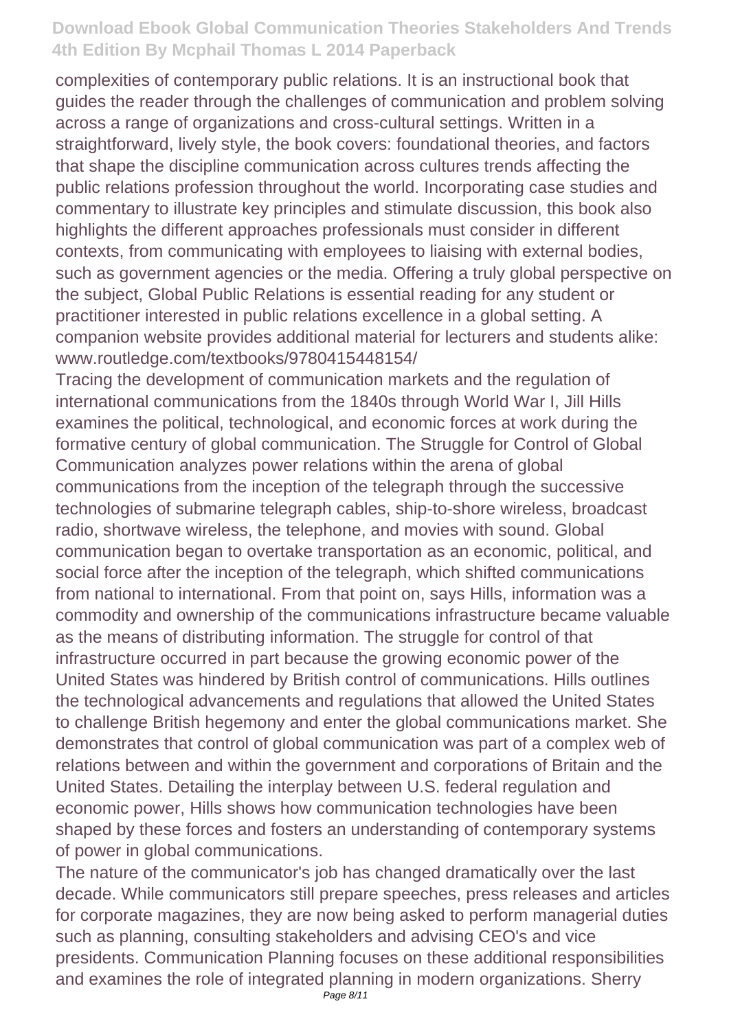complexities of contemporary public relations. It is an instructional book that guides the reader through the challenges of communication and problem solving across a range of organizations and cross-cultural settings. Written in a straightforward, lively style, the book covers: foundational theories, and factors that shape the discipline communication across cultures trends affecting the public relations profession throughout the world. Incorporating case studies and commentary to illustrate key principles and stimulate discussion, this book also highlights the different approaches professionals must consider in different contexts, from communicating with employees to liaising with external bodies, such as government agencies or the media. Offering a truly global perspective on the subject, Global Public Relations is essential reading for any student or practitioner interested in public relations excellence in a global setting. A companion website provides additional material for lecturers and students alike: www.routledge.com/textbooks/9780415448154/

Tracing the development of communication markets and the regulation of international communications from the 1840s through World War I, Jill Hills examines the political, technological, and economic forces at work during the formative century of global communication. The Struggle for Control of Global Communication analyzes power relations within the arena of global communications from the inception of the telegraph through the successive technologies of submarine telegraph cables, ship-to-shore wireless, broadcast radio, shortwave wireless, the telephone, and movies with sound. Global communication began to overtake transportation as an economic, political, and social force after the inception of the telegraph, which shifted communications from national to international. From that point on, says Hills, information was a commodity and ownership of the communications infrastructure became valuable as the means of distributing information. The struggle for control of that infrastructure occurred in part because the growing economic power of the United States was hindered by British control of communications. Hills outlines the technological advancements and regulations that allowed the United States to challenge British hegemony and enter the global communications market. She demonstrates that control of global communication was part of a complex web of relations between and within the government and corporations of Britain and the United States. Detailing the interplay between U.S. federal regulation and economic power, Hills shows how communication technologies have been shaped by these forces and fosters an understanding of contemporary systems of power in global communications.

The nature of the communicator's job has changed dramatically over the last decade. While communicators still prepare speeches, press releases and articles for corporate magazines, they are now being asked to perform managerial duties such as planning, consulting stakeholders and advising CEO's and vice presidents. Communication Planning focuses on these additional responsibilities and examines the role of integrated planning in modern organizations. Sherry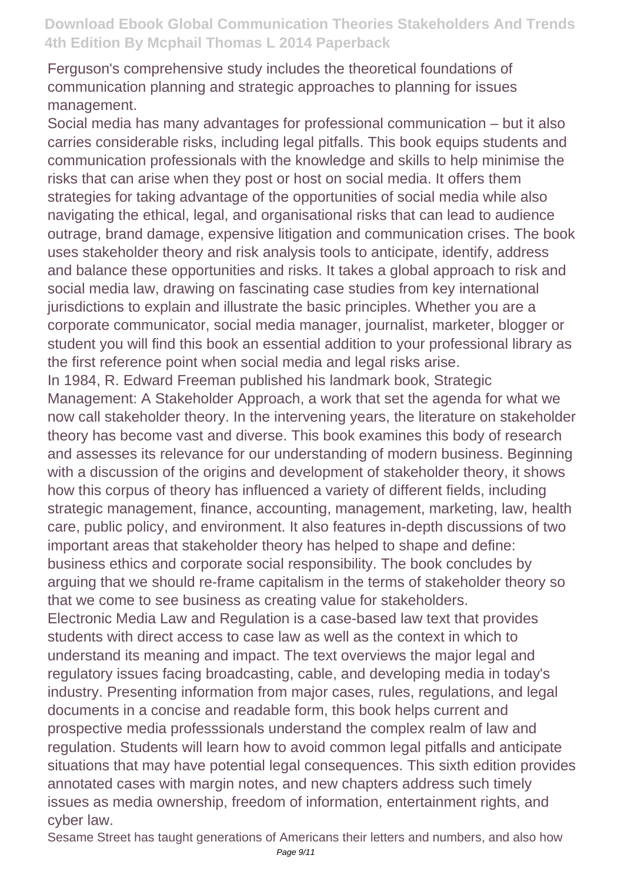Ferguson's comprehensive study includes the theoretical foundations of communication planning and strategic approaches to planning for issues management.

Social media has many advantages for professional communication – but it also carries considerable risks, including legal pitfalls. This book equips students and communication professionals with the knowledge and skills to help minimise the risks that can arise when they post or host on social media. It offers them strategies for taking advantage of the opportunities of social media while also navigating the ethical, legal, and organisational risks that can lead to audience outrage, brand damage, expensive litigation and communication crises. The book uses stakeholder theory and risk analysis tools to anticipate, identify, address and balance these opportunities and risks. It takes a global approach to risk and social media law, drawing on fascinating case studies from key international jurisdictions to explain and illustrate the basic principles. Whether you are a corporate communicator, social media manager, journalist, marketer, blogger or student you will find this book an essential addition to your professional library as the first reference point when social media and legal risks arise.

In 1984, R. Edward Freeman published his landmark book, Strategic Management: A Stakeholder Approach, a work that set the agenda for what we now call stakeholder theory. In the intervening years, the literature on stakeholder theory has become vast and diverse. This book examines this body of research and assesses its relevance for our understanding of modern business. Beginning with a discussion of the origins and development of stakeholder theory, it shows how this corpus of theory has influenced a variety of different fields, including strategic management, finance, accounting, management, marketing, law, health care, public policy, and environment. It also features in-depth discussions of two important areas that stakeholder theory has helped to shape and define: business ethics and corporate social responsibility. The book concludes by arguing that we should re-frame capitalism in the terms of stakeholder theory so that we come to see business as creating value for stakeholders.

Electronic Media Law and Regulation is a case-based law text that provides students with direct access to case law as well as the context in which to understand its meaning and impact. The text overviews the major legal and regulatory issues facing broadcasting, cable, and developing media in today's industry. Presenting information from major cases, rules, regulations, and legal documents in a concise and readable form, this book helps current and prospective media professsionals understand the complex realm of law and regulation. Students will learn how to avoid common legal pitfalls and anticipate situations that may have potential legal consequences. This sixth edition provides annotated cases with margin notes, and new chapters address such timely issues as media ownership, freedom of information, entertainment rights, and cyber law.

Sesame Street has taught generations of Americans their letters and numbers, and also how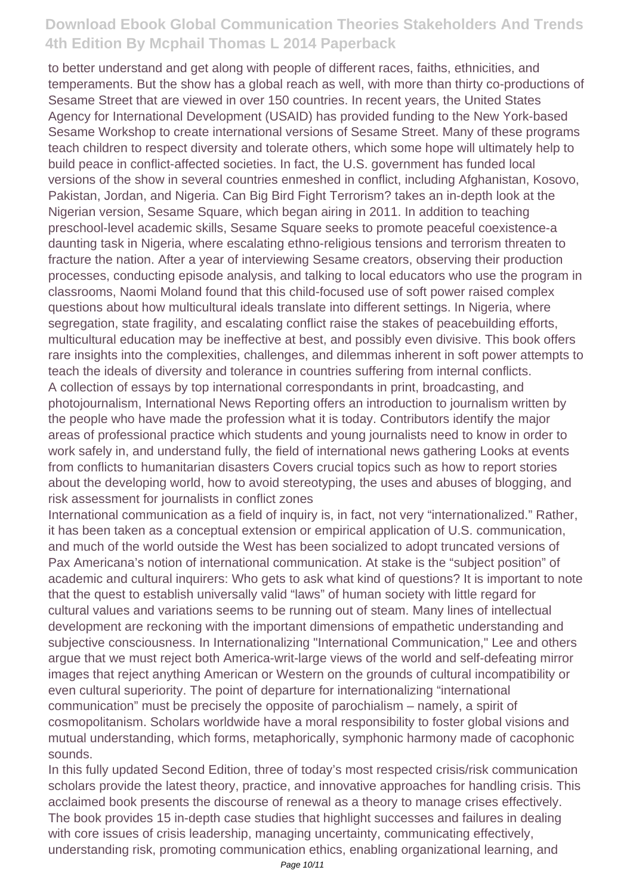to better understand and get along with people of different races, faiths, ethnicities, and temperaments. But the show has a global reach as well, with more than thirty co-productions of Sesame Street that are viewed in over 150 countries. In recent years, the United States Agency for International Development (USAID) has provided funding to the New York-based Sesame Workshop to create international versions of Sesame Street. Many of these programs teach children to respect diversity and tolerate others, which some hope will ultimately help to build peace in conflict-affected societies. In fact, the U.S. government has funded local versions of the show in several countries enmeshed in conflict, including Afghanistan, Kosovo, Pakistan, Jordan, and Nigeria. Can Big Bird Fight Terrorism? takes an in-depth look at the Nigerian version, Sesame Square, which began airing in 2011. In addition to teaching preschool-level academic skills, Sesame Square seeks to promote peaceful coexistence-a daunting task in Nigeria, where escalating ethno-religious tensions and terrorism threaten to fracture the nation. After a year of interviewing Sesame creators, observing their production processes, conducting episode analysis, and talking to local educators who use the program in classrooms, Naomi Moland found that this child-focused use of soft power raised complex questions about how multicultural ideals translate into different settings. In Nigeria, where segregation, state fragility, and escalating conflict raise the stakes of peacebuilding efforts, multicultural education may be ineffective at best, and possibly even divisive. This book offers rare insights into the complexities, challenges, and dilemmas inherent in soft power attempts to teach the ideals of diversity and tolerance in countries suffering from internal conflicts.

A collection of essays by top international correspondants in print, broadcasting, and photojournalism, International News Reporting offers an introduction to journalism written by the people who have made the profession what it is today. Contributors identify the major areas of professional practice which students and young journalists need to know in order to work safely in, and understand fully, the field of international news gathering Looks at events from conflicts to humanitarian disasters Covers crucial topics such as how to report stories about the developing world, how to avoid stereotyping, the uses and abuses of blogging, and risk assessment for journalists in conflict zones

International communication as a field of inquiry is, in fact, not very "internationalized." Rather, it has been taken as a conceptual extension or empirical application of U.S. communication, and much of the world outside the West has been socialized to adopt truncated versions of Pax Americana's notion of international communication. At stake is the "subject position" of academic and cultural inquirers: Who gets to ask what kind of questions? It is important to note that the quest to establish universally valid "laws" of human society with little regard for cultural values and variations seems to be running out of steam. Many lines of intellectual development are reckoning with the important dimensions of empathetic understanding and subjective consciousness. In Internationalizing "International Communication," Lee and others argue that we must reject both America-writ-large views of the world and self-defeating mirror images that reject anything American or Western on the grounds of cultural incompatibility or even cultural superiority. The point of departure for internationalizing "international communication" must be precisely the opposite of parochialism – namely, a spirit of cosmopolitanism. Scholars worldwide have a moral responsibility to foster global visions and mutual understanding, which forms, metaphorically, symphonic harmony made of cacophonic sounds.

In this fully updated Second Edition, three of today's most respected crisis/risk communication scholars provide the latest theory, practice, and innovative approaches for handling crisis. This acclaimed book presents the discourse of renewal as a theory to manage crises effectively. The book provides 15 in-depth case studies that highlight successes and failures in dealing with core issues of crisis leadership, managing uncertainty, communicating effectively, understanding risk, promoting communication ethics, enabling organizational learning, and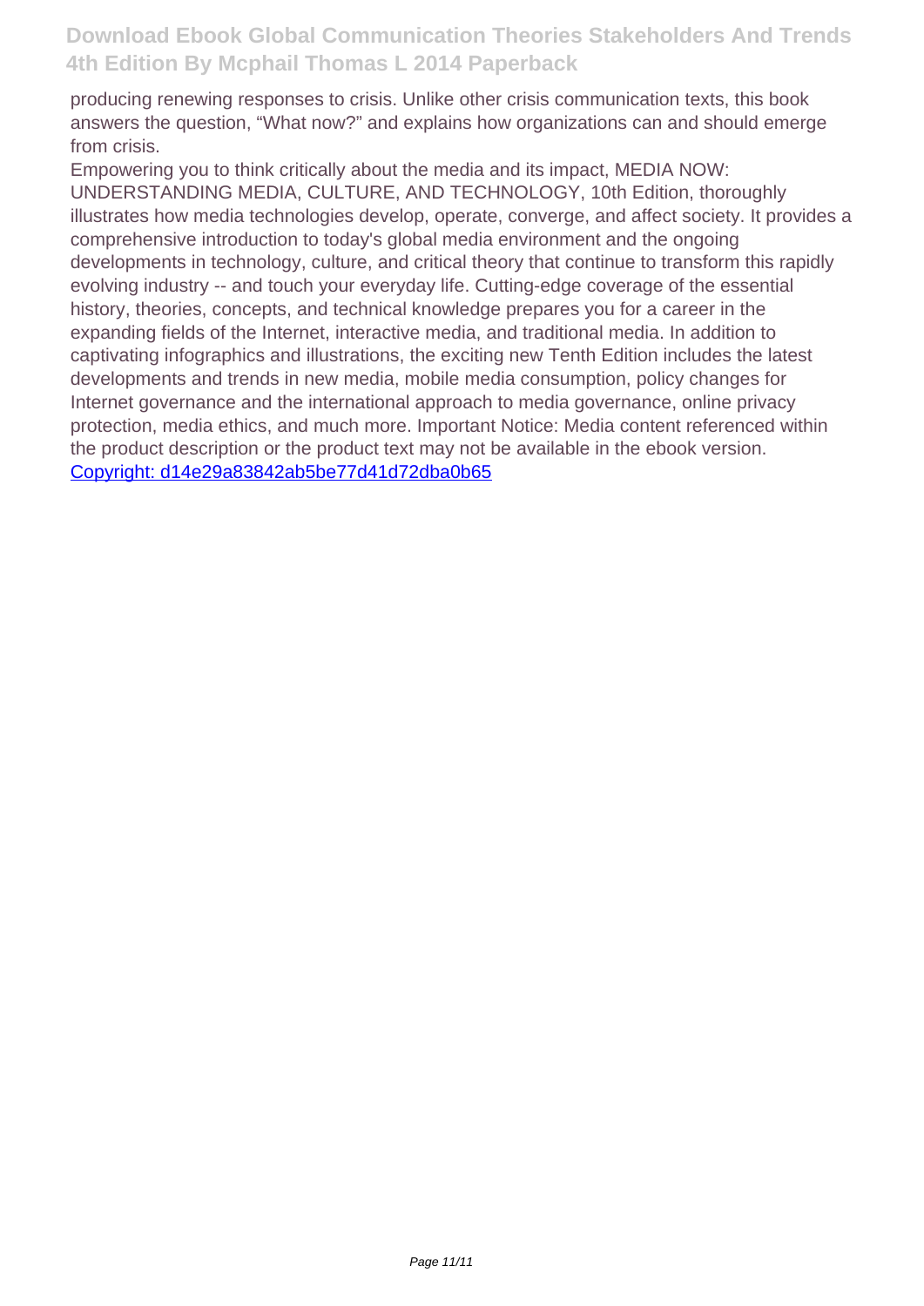producing renewing responses to crisis. Unlike other crisis communication texts, this book answers the question, “What now?” and explains how organizations can and should emerge from crisis.

Empowering you to think critically about the media and its impact, MEDIA NOW: UNDERSTANDING MEDIA, CULTURE, AND TECHNOLOGY, 10th Edition, thoroughly illustrates how media technologies develop, operate, converge, and affect society. It provides a comprehensive introduction to today's global media environment and the ongoing developments in technology, culture, and critical theory that continue to transform this rapidly evolving industry -- and touch your everyday life. Cutting-edge coverage of the essential history, theories, concepts, and technical knowledge prepares you for a career in the expanding fields of the Internet, interactive media, and traditional media. In addition to captivating infographics and illustrations, the exciting new Tenth Edition includes the latest developments and trends in new media, mobile media consumption, policy changes for Internet governance and the international approach to media governance, online privacy protection, media ethics, and much more. Important Notice: Media content referenced within the product description or the product text may not be available in the ebook version.

Copyright: d14e29a83842ab5be77d41d72dba0b65